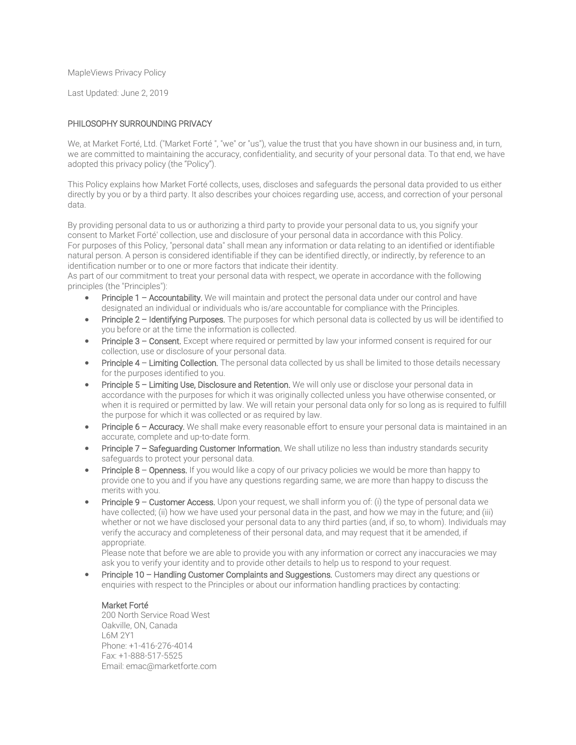MapleViews Privacy Policy

Last Updated: June 2, 2019

## PHILOSOPHY SURROUNDING PRIVACY

We, at Market Forté, Ltd. ("Market Forté ", "we" or "us"), value the trust that you have shown in our business and, in turn, we are committed to maintaining the accuracy, confidentiality, and security of your personal data. To that end, we have adopted this privacy policy (the "Policy").

This Policy explains how Market Forté collects, uses, discloses and safeguards the personal data provided to us either directly by you or by a third party. It also describes your choices regarding use, access, and correction of your personal data.

By providing personal data to us or authorizing a third party to provide your personal data to us, you signify your consent to Market Forté' collection, use and disclosure of your personal data in accordance with this Policy.
For purposes of this Policy, "personal data" shall mean any information or data relating to an identified or identifiable natural person. A person is considered identifiable if they can be identified directly, or indirectly, by reference to an identification number or to one or more factors that indicate their identity.
As part of our commitment to treat your personal data with respect, we operate in accordance with the following principles (the "Principles"):

- **Principle 1 – Accountability.** We will maintain and protect the personal data under our control and have designated an individual or individuals who is/are accountable for compliance with the Principles.
- **Principle 2 – Identifying Purposes.** The purposes for which personal data is collected by us will be identified to you before or at the time the information is collected.
- **Principle 3 – Consent.** Except where required or permitted by law your informed consent is required for our collection, use or disclosure of your personal data.
- **Principle 4 – Limiting Collection.** The personal data collected by us shall be limited to those details necessary for the purposes identified to you.
- **Principle 5 – Limiting Use, Disclosure and Retention.** We will only use or disclose your personal data in accordance with the purposes for which it was originally collected unless you have otherwise consented, or when it is required or permitted by law. We will retain your personal data only for so long as is required to fulfill the purpose for which it was collected or as required by law.
- **Principle 6 – Accuracy.** We shall make every reasonable effort to ensure your personal data is maintained in an accurate, complete and up-to-date form.
- **Principle 7 – Safeguarding Customer Information.** We shall utilize no less than industry standards security safeguards to protect your personal data.
- **Principle 8 – Openness.** If you would like a copy of our privacy policies we would be more than happy to provide one to you and if you have any questions regarding same, we are more than happy to discuss the merits with you.
- **Principle 9 – Customer Access.** Upon your request, we shall inform you of: (i) the type of personal data we have collected; (ii) how we have used your personal data in the past, and how we may in the future; and (iii) whether or not we have disclosed your personal data to any third parties (and, if so, to whom). Individuals may verify the accuracy and completeness of their personal data, and may request that it be amended, if appropriate.
  Please note that before we are able to provide you with any information or correct any inaccuracies we may ask you to verify your identity and to provide other details to help us to respond to your request.
- **Principle 10 – Handling Customer Complaints and Suggestions.** Customers may direct any questions or enquiries with respect to the Principles or about our information handling practices by contacting:

  Market Forté
  200 North Service Road West
  Oakville, ON, Canada
  L6M 2Y1
  Phone: +1-416-276-4014
  Fax: +1-888-517-5525
  Email: emac@marketforte.com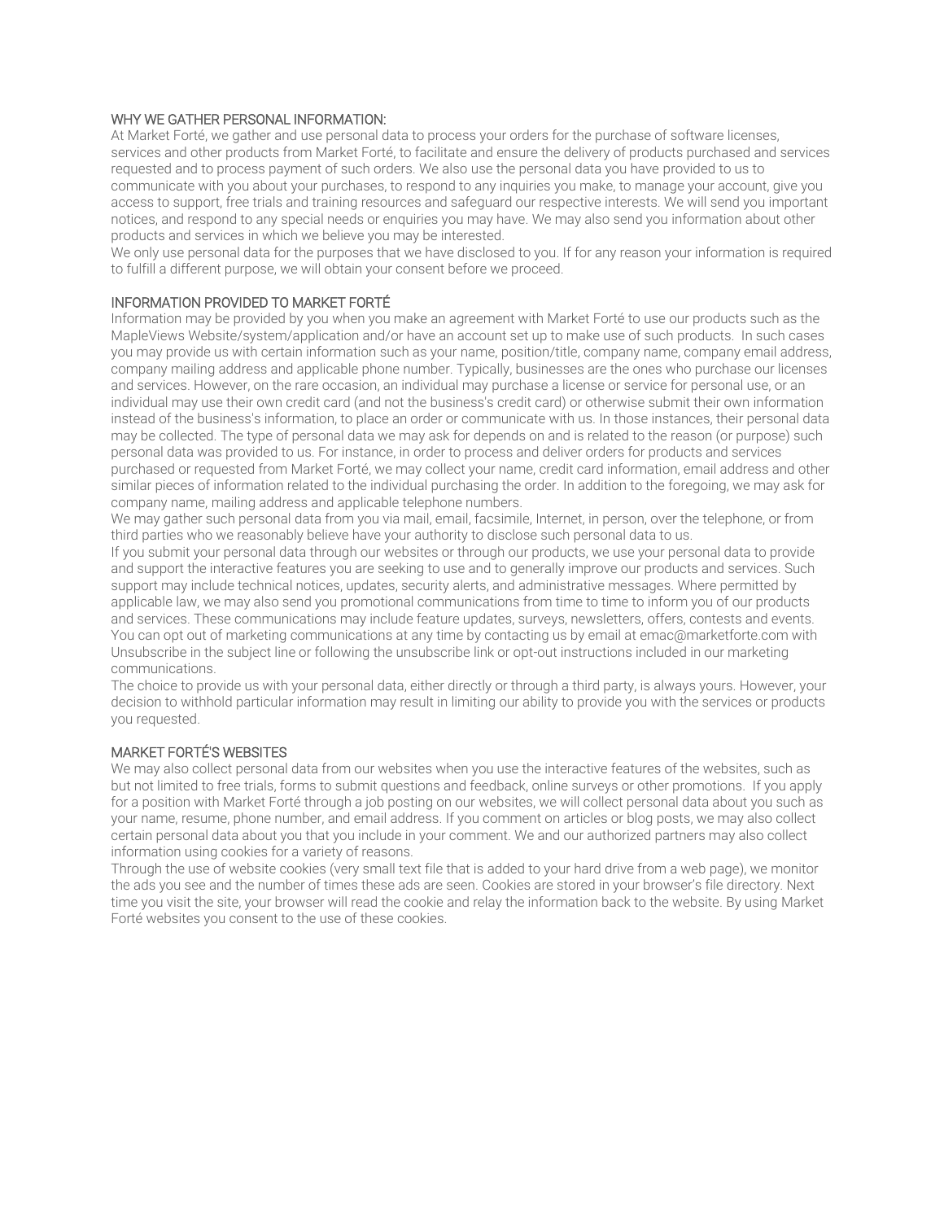## WHY WE GATHER PERSONAL INFORMATION:

At Market Forté, we gather and use personal data to process your orders for the purchase of software licenses, services and other products from Market Forté, to facilitate and ensure the delivery of products purchased and services requested and to process payment of such orders. We also use the personal data you have provided to us to communicate with you about your purchases, to respond to any inquiries you make, to manage your account, give you access to support, free trials and training resources and safeguard our respective interests. We will send you important notices, and respond to any special needs or enquiries you may have. We may also send you information about other products and services in which we believe you may be interested.

We only use personal data for the purposes that we have disclosed to you. If for any reason your information is required to fulfill a different purpose, we will obtain your consent before we proceed.

## INFORMATION PROVIDED TO MARKET FORTÉ

Information may be provided by you when you make an agreement with Market Forté to use our products such as the MapleViews Website/system/application and/or have an account set up to make use of such products. In such cases you may provide us with certain information such as your name, position/title, company name, company email address, company mailing address and applicable phone number. Typically, businesses are the ones who purchase our licenses and services. However, on the rare occasion, an individual may purchase a license or service for personal use, or an individual may use their own credit card (and not the business's credit card) or otherwise submit their own information instead of the business's information, to place an order or communicate with us. In those instances, their personal data may be collected. The type of personal data we may ask for depends on and is related to the reason (or purpose) such personal data was provided to us. For instance, in order to process and deliver orders for products and services purchased or requested from Market Forté, we may collect your name, credit card information, email address and other similar pieces of information related to the individual purchasing the order. In addition to the foregoing, we may ask for company name, mailing address and applicable telephone numbers.

We may gather such personal data from you via mail, email, facsimile, Internet, in person, over the telephone, or from third parties who we reasonably believe have your authority to disclose such personal data to us.

If you submit your personal data through our websites or through our products, we use your personal data to provide and support the interactive features you are seeking to use and to generally improve our products and services. Such support may include technical notices, updates, security alerts, and administrative messages. Where permitted by applicable law, we may also send you promotional communications from time to time to inform you of our products and services. These communications may include feature updates, surveys, newsletters, offers, contests and events. You can opt out of marketing communications at any time by contacting us by email at emac@marketforte.com with Unsubscribe in the subject line or following the unsubscribe link or opt-out instructions included in our marketing communications.

The choice to provide us with your personal data, either directly or through a third party, is always yours. However, your decision to withhold particular information may result in limiting our ability to provide you with the services or products you requested.

## MARKET FORTÉ'S WEBSITES

We may also collect personal data from our websites when you use the interactive features of the websites, such as but not limited to free trials, forms to submit questions and feedback, online surveys or other promotions. If you apply for a position with Market Forté through a job posting on our websites, we will collect personal data about you such as your name, resume, phone number, and email address. If you comment on articles or blog posts, we may also collect certain personal data about you that you include in your comment. We and our authorized partners may also collect information using cookies for a variety of reasons.

Through the use of website cookies (very small text file that is added to your hard drive from a web page), we monitor the ads you see and the number of times these ads are seen. Cookies are stored in your browser's file directory. Next time you visit the site, your browser will read the cookie and relay the information back to the website. By using Market Forté websites you consent to the use of these cookies.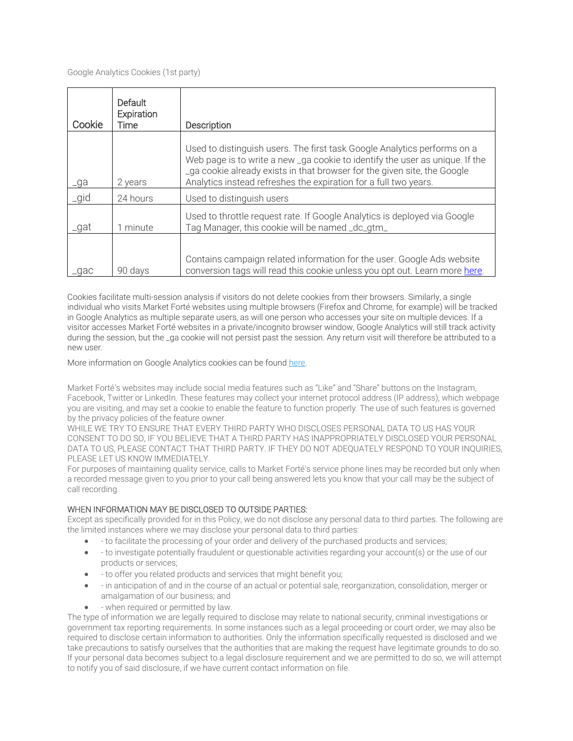Google Analytics Cookies (1st party)

| Cookie | Default Expiration Time | Description |
|---|---|---|
| _ga | 2 years | Used to distinguish users. The first task Google Analytics performs on a Web page is to write a new _ga cookie to identify the user as unique. If the _ga cookie already exists in that browser for the given site, the Google Analytics instead refreshes the expiration for a full two years. |
| _gid | 24 hours | Used to distinguish users |
| _gat | 1 minute | Used to throttle request rate. If Google Analytics is deployed via Google Tag Manager, this cookie will be named _dc_gtm_ |
| _gac | 90 days | Contains campaign related information for the user. Google Ads website conversion tags will read this cookie unless you opt out. Learn more here. |

Cookies facilitate multi-session analysis if visitors do not delete cookies from their browsers. Similarly, a single individual who visits Market Forté websites using multiple browsers (Firefox and Chrome, for example) will be tracked in Google Analytics as multiple separate users, as will one person who accesses your site on multiple devices. If a visitor accesses Market Forté websites in a private/incognito browser window, Google Analytics will still track activity during the session, but the _ga cookie will not persist past the session. Any return visit will therefore be attributed to a new user.

More information on Google Analytics cookies can be found here.

Market Forté's websites may include social media features such as "Like" and "Share" buttons on the Instagram, Facebook, Twitter or LinkedIn. These features may collect your internet protocol address (IP address), which webpage you are visiting, and may set a cookie to enable the feature to function properly. The use of such features is governed by the privacy policies of the feature owner.

WHILE WE TRY TO ENSURE THAT EVERY THIRD PARTY WHO DISCLOSES PERSONAL DATA TO US HAS YOUR CONSENT TO DO SO, IF YOU BELIEVE THAT A THIRD PARTY HAS INAPPROPRIATELY DISCLOSED YOUR PERSONAL DATA TO US, PLEASE CONTACT THAT THIRD PARTY. IF THEY DO NOT ADEQUATELY RESPOND TO YOUR INQUIRIES, PLEASE LET US KNOW IMMEDIATELY.

For purposes of maintaining quality service, calls to Market Forté's service phone lines may be recorded but only when a recorded message given to you prior to your call being answered lets you know that your call may be the subject of call recording.

## WHEN INFORMATION MAY BE DISCLOSED TO OUTSIDE PARTIES:

Except as specifically provided for in this Policy, we do not disclose any personal data to third parties. The following are the limited instances where we may disclose your personal data to third parties:

- - to facilitate the processing of your order and delivery of the purchased products and services;
- - to investigate potentially fraudulent or questionable activities regarding your account(s) or the use of our products or services;
- - to offer you related products and services that might benefit you;
- - in anticipation of and in the course of an actual or potential sale, reorganization, consolidation, merger or amalgamation of our business; and
- - when required or permitted by law.

The type of information we are legally required to disclose may relate to national security, criminal investigations or government tax reporting requirements. In some instances such as a legal proceeding or court order, we may also be required to disclose certain information to authorities. Only the information specifically requested is disclosed and we take precautions to satisfy ourselves that the authorities that are making the request have legitimate grounds to do so. If your personal data becomes subject to a legal disclosure requirement and we are permitted to do so, we will attempt to notify you of said disclosure, if we have current contact information on file.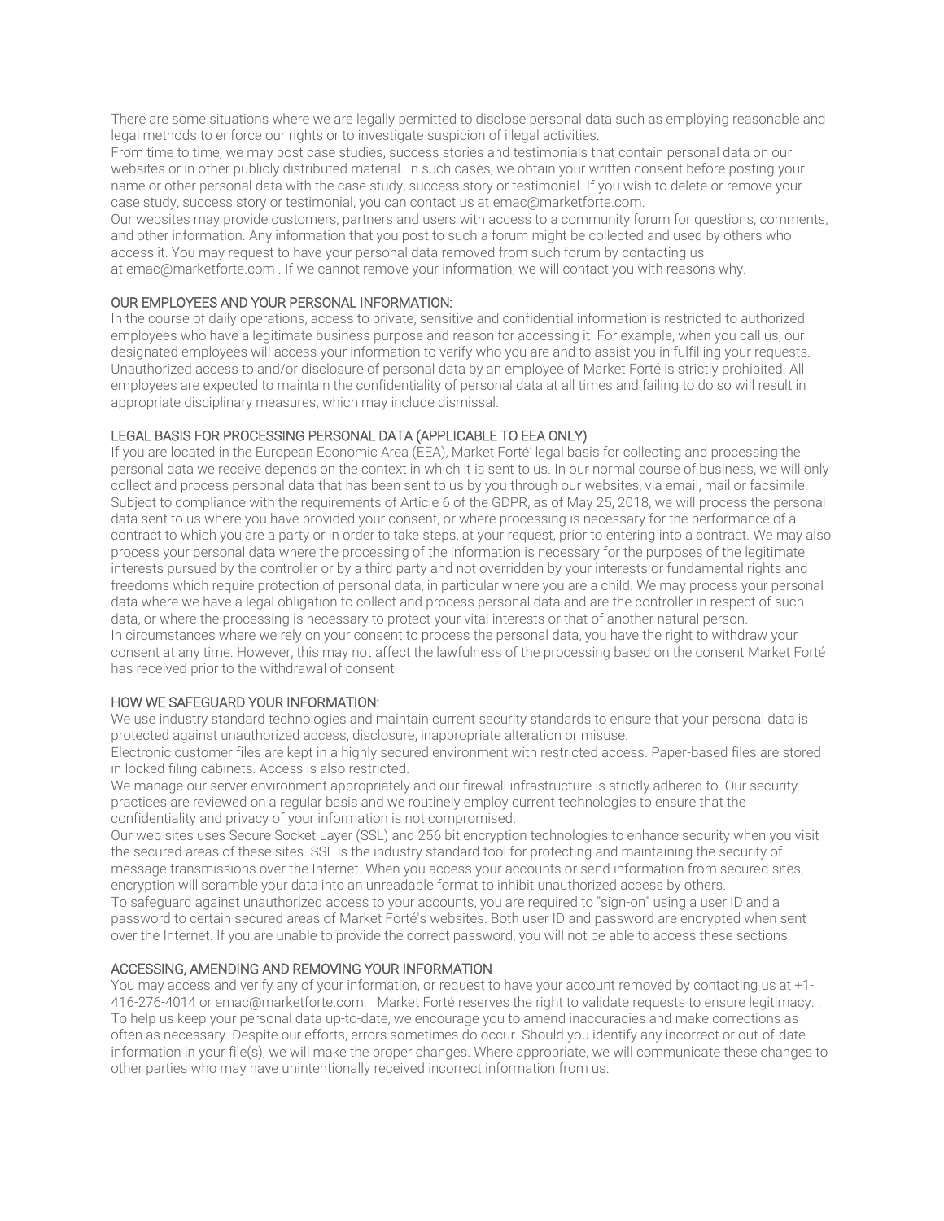There are some situations where we are legally permitted to disclose personal data such as employing reasonable and legal methods to enforce our rights or to investigate suspicion of illegal activities.

From time to time, we may post case studies, success stories and testimonials that contain personal data on our websites or in other publicly distributed material. In such cases, we obtain your written consent before posting your name or other personal data with the case study, success story or testimonial. If you wish to delete or remove your case study, success story or testimonial, you can contact us at emac@marketforte.com.

Our websites may provide customers, partners and users with access to a community forum for questions, comments, and other information. Any information that you post to such a forum might be collected and used by others who access it. You may request to have your personal data removed from such forum by contacting us at emac@marketforte.com . If we cannot remove your information, we will contact you with reasons why.

## OUR EMPLOYEES AND YOUR PERSONAL INFORMATION:

In the course of daily operations, access to private, sensitive and confidential information is restricted to authorized employees who have a legitimate business purpose and reason for accessing it. For example, when you call us, our designated employees will access your information to verify who you are and to assist you in fulfilling your requests. Unauthorized access to and/or disclosure of personal data by an employee of Market Forté is strictly prohibited. All employees are expected to maintain the confidentiality of personal data at all times and failing to do so will result in appropriate disciplinary measures, which may include dismissal.

## LEGAL BASIS FOR PROCESSING PERSONAL DATA (APPLICABLE TO EEA ONLY)

If you are located in the European Economic Area (EEA), Market Forté' legal basis for collecting and processing the personal data we receive depends on the context in which it is sent to us. In our normal course of business, we will only collect and process personal data that has been sent to us by you through our websites, via email, mail or facsimile. Subject to compliance with the requirements of Article 6 of the GDPR, as of May 25, 2018, we will process the personal data sent to us where you have provided your consent, or where processing is necessary for the performance of a contract to which you are a party or in order to take steps, at your request, prior to entering into a contract. We may also process your personal data where the processing of the information is necessary for the purposes of the legitimate interests pursued by the controller or by a third party and not overridden by your interests or fundamental rights and freedoms which require protection of personal data, in particular where you are a child. We may process your personal data where we have a legal obligation to collect and process personal data and are the controller in respect of such data, or where the processing is necessary to protect your vital interests or that of another natural person.

In circumstances where we rely on your consent to process the personal data, you have the right to withdraw your consent at any time. However, this may not affect the lawfulness of the processing based on the consent Market Forté has received prior to the withdrawal of consent.

## HOW WE SAFEGUARD YOUR INFORMATION:

We use industry standard technologies and maintain current security standards to ensure that your personal data is protected against unauthorized access, disclosure, inappropriate alteration or misuse.

Electronic customer files are kept in a highly secured environment with restricted access. Paper-based files are stored in locked filing cabinets. Access is also restricted.

We manage our server environment appropriately and our firewall infrastructure is strictly adhered to. Our security practices are reviewed on a regular basis and we routinely employ current technologies to ensure that the confidentiality and privacy of your information is not compromised.

Our web sites uses Secure Socket Layer (SSL) and 256 bit encryption technologies to enhance security when you visit the secured areas of these sites. SSL is the industry standard tool for protecting and maintaining the security of message transmissions over the Internet. When you access your accounts or send information from secured sites, encryption will scramble your data into an unreadable format to inhibit unauthorized access by others.

To safeguard against unauthorized access to your accounts, you are required to "sign-on" using a user ID and a password to certain secured areas of Market Forté's websites. Both user ID and password are encrypted when sent over the Internet. If you are unable to provide the correct password, you will not be able to access these sections.

## ACCESSING, AMENDING AND REMOVING YOUR INFORMATION

You may access and verify any of your information, or request to have your account removed by contacting us at +1-416-276-4014 or emac@marketforte.com. Market Forté reserves the right to validate requests to ensure legitimacy. .

To help us keep your personal data up-to-date, we encourage you to amend inaccuracies and make corrections as often as necessary. Despite our efforts, errors sometimes do occur. Should you identify any incorrect or out-of-date information in your file(s), we will make the proper changes. Where appropriate, we will communicate these changes to other parties who may have unintentionally received incorrect information from us.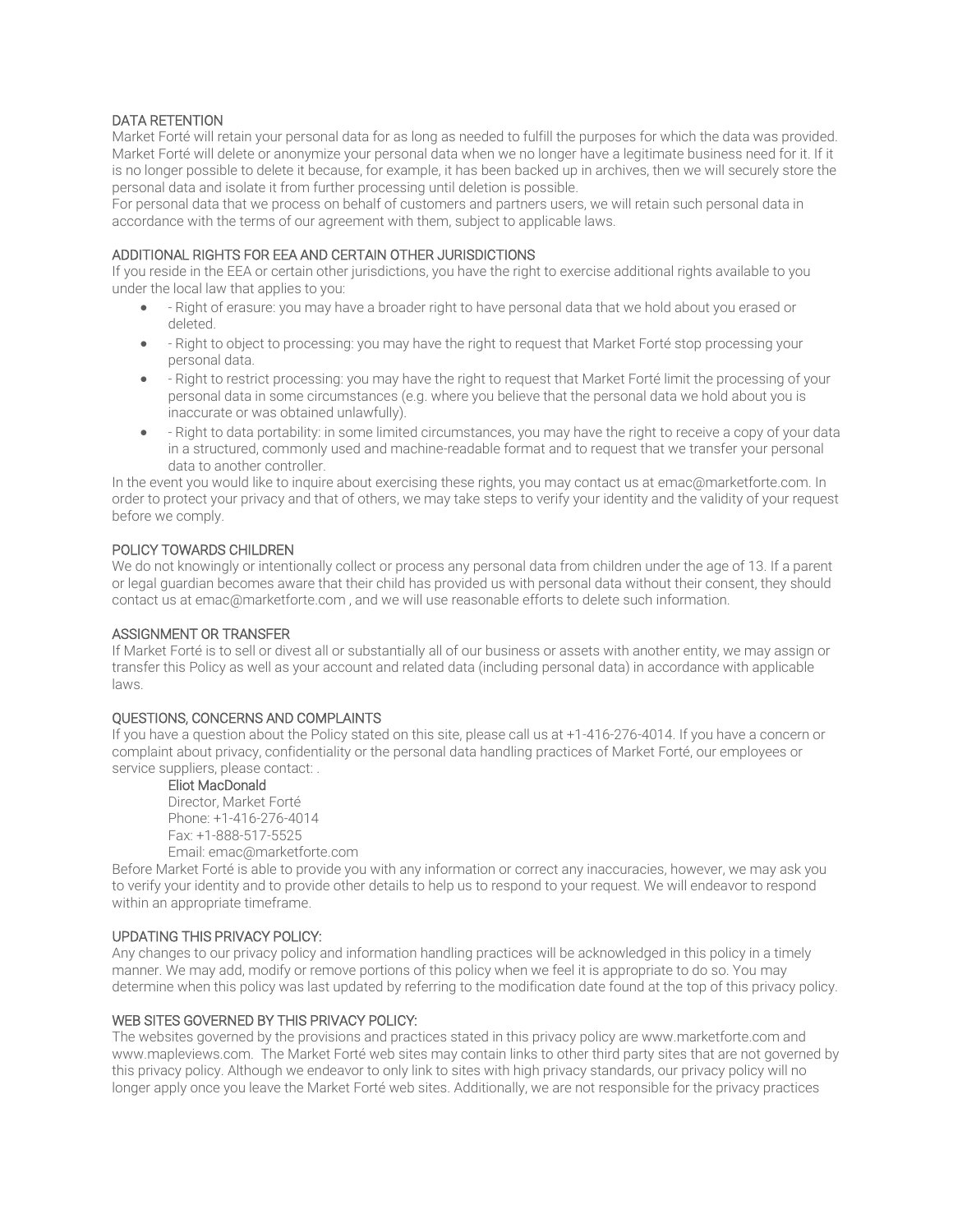## DATA RETENTION

Market Forté will retain your personal data for as long as needed to fulfill the purposes for which the data was provided. Market Forté will delete or anonymize your personal data when we no longer have a legitimate business need for it. If it is no longer possible to delete it because, for example, it has been backed up in archives, then we will securely store the personal data and isolate it from further processing until deletion is possible.

For personal data that we process on behalf of customers and partners users, we will retain such personal data in accordance with the terms of our agreement with them, subject to applicable laws.

## ADDITIONAL RIGHTS FOR EEA AND CERTAIN OTHER JURISDICTIONS

If you reside in the EEA or certain other jurisdictions, you have the right to exercise additional rights available to you under the local law that applies to you:

- - Right of erasure: you may have a broader right to have personal data that we hold about you erased or deleted.
- - Right to object to processing: you may have the right to request that Market Forté stop processing your personal data.
- - Right to restrict processing: you may have the right to request that Market Forté limit the processing of your personal data in some circumstances (e.g. where you believe that the personal data we hold about you is inaccurate or was obtained unlawfully).
- - Right to data portability: in some limited circumstances, you may have the right to receive a copy of your data in a structured, commonly used and machine-readable format and to request that we transfer your personal data to another controller.

In the event you would like to inquire about exercising these rights, you may contact us at emac@marketforte.com. In order to protect your privacy and that of others, we may take steps to verify your identity and the validity of your request before we comply.

## POLICY TOWARDS CHILDREN

We do not knowingly or intentionally collect or process any personal data from children under the age of 13. If a parent or legal guardian becomes aware that their child has provided us with personal data without their consent, they should contact us at emac@marketforte.com , and we will use reasonable efforts to delete such information.

## ASSIGNMENT OR TRANSFER

If Market Forté is to sell or divest all or substantially all of our business or assets with another entity, we may assign or transfer this Policy as well as your account and related data (including personal data) in accordance with applicable laws.

## QUESTIONS, CONCERNS AND COMPLAINTS

If you have a question about the Policy stated on this site, please call us at +1-416-276-4014. If you have a concern or complaint about privacy, confidentiality or the personal data handling practices of Market Forté, our employees or service suppliers, please contact: .

Eliot MacDonald
Director, Market Forté
Phone: +1-416-276-4014
Fax: +1-888-517-5525
Email: emac@marketforte.com

Before Market Forté is able to provide you with any information or correct any inaccuracies, however, we may ask you to verify your identity and to provide other details to help us to respond to your request. We will endeavor to respond within an appropriate timeframe.

## UPDATING THIS PRIVACY POLICY:

Any changes to our privacy policy and information handling practices will be acknowledged in this policy in a timely manner. We may add, modify or remove portions of this policy when we feel it is appropriate to do so. You may determine when this policy was last updated by referring to the modification date found at the top of this privacy policy.

## WEB SITES GOVERNED BY THIS PRIVACY POLICY:

The websites governed by the provisions and practices stated in this privacy policy are www.marketforte.com and www.mapleviews.com. The Market Forté web sites may contain links to other third party sites that are not governed by this privacy policy. Although we endeavor to only link to sites with high privacy standards, our privacy policy will no longer apply once you leave the Market Forté web sites. Additionally, we are not responsible for the privacy practices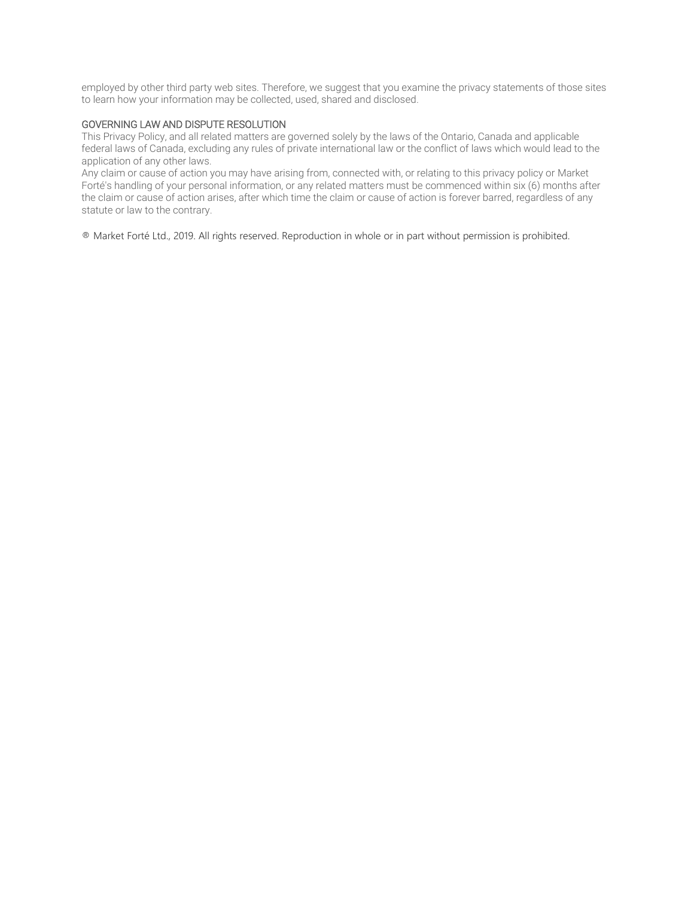employed by other third party web sites. Therefore, we suggest that you examine the privacy statements of those sites to learn how your information may be collected, used, shared and disclosed.

## GOVERNING LAW AND DISPUTE RESOLUTION

This Privacy Policy, and all related matters are governed solely by the laws of the Ontario, Canada and applicable federal laws of Canada, excluding any rules of private international law or the conflict of laws which would lead to the application of any other laws.

Any claim or cause of action you may have arising from, connected with, or relating to this privacy policy or Market Forté's handling of your personal information, or any related matters must be commenced within six (6) months after the claim or cause of action arises, after which time the claim or cause of action is forever barred, regardless of any statute or law to the contrary.

® Market Forté Ltd., 2019. All rights reserved. Reproduction in whole or in part without permission is prohibited.